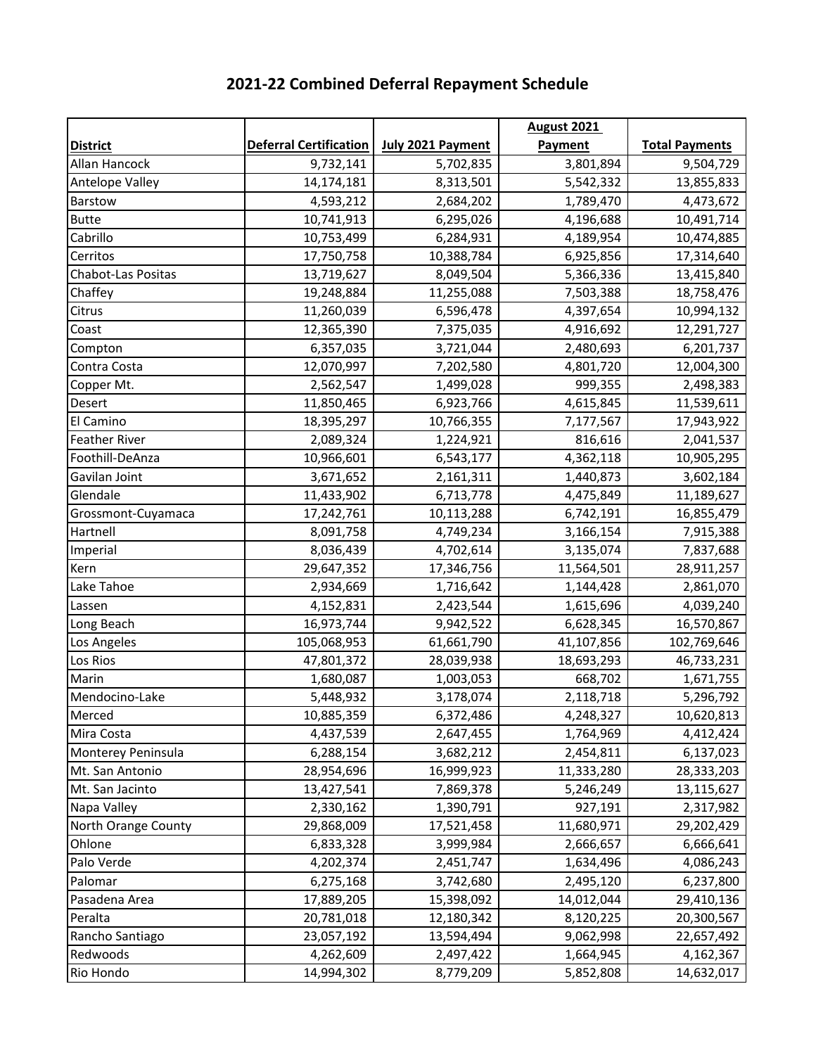# 2021-22 Combined Deferral Repayment Schedule

| District | Deferral Certification | July 2021 Payment | August 2021 Payment | Total Payments |
|---|---|---|---|---|
| Allan Hancock | 9,732,141 | 5,702,835 | 3,801,894 | 9,504,729 |
| Antelope Valley | 14,174,181 | 8,313,501 | 5,542,332 | 13,855,833 |
| Barstow | 4,593,212 | 2,684,202 | 1,789,470 | 4,473,672 |
| Butte | 10,741,913 | 6,295,026 | 4,196,688 | 10,491,714 |
| Cabrillo | 10,753,499 | 6,284,931 | 4,189,954 | 10,474,885 |
| Cerritos | 17,750,758 | 10,388,784 | 6,925,856 | 17,314,640 |
| Chabot-Las Positas | 13,719,627 | 8,049,504 | 5,366,336 | 13,415,840 |
| Chaffey | 19,248,884 | 11,255,088 | 7,503,388 | 18,758,476 |
| Citrus | 11,260,039 | 6,596,478 | 4,397,654 | 10,994,132 |
| Coast | 12,365,390 | 7,375,035 | 4,916,692 | 12,291,727 |
| Compton | 6,357,035 | 3,721,044 | 2,480,693 | 6,201,737 |
| Contra Costa | 12,070,997 | 7,202,580 | 4,801,720 | 12,004,300 |
| Copper Mt. | 2,562,547 | 1,499,028 | 999,355 | 2,498,383 |
| Desert | 11,850,465 | 6,923,766 | 4,615,845 | 11,539,611 |
| El Camino | 18,395,297 | 10,766,355 | 7,177,567 | 17,943,922 |
| Feather River | 2,089,324 | 1,224,921 | 816,616 | 2,041,537 |
| Foothill-DeAnza | 10,966,601 | 6,543,177 | 4,362,118 | 10,905,295 |
| Gavilan Joint | 3,671,652 | 2,161,311 | 1,440,873 | 3,602,184 |
| Glendale | 11,433,902 | 6,713,778 | 4,475,849 | 11,189,627 |
| Grossmont-Cuyamaca | 17,242,761 | 10,113,288 | 6,742,191 | 16,855,479 |
| Hartnell | 8,091,758 | 4,749,234 | 3,166,154 | 7,915,388 |
| Imperial | 8,036,439 | 4,702,614 | 3,135,074 | 7,837,688 |
| Kern | 29,647,352 | 17,346,756 | 11,564,501 | 28,911,257 |
| Lake Tahoe | 2,934,669 | 1,716,642 | 1,144,428 | 2,861,070 |
| Lassen | 4,152,831 | 2,423,544 | 1,615,696 | 4,039,240 |
| Long Beach | 16,973,744 | 9,942,522 | 6,628,345 | 16,570,867 |
| Los Angeles | 105,068,953 | 61,661,790 | 41,107,856 | 102,769,646 |
| Los Rios | 47,801,372 | 28,039,938 | 18,693,293 | 46,733,231 |
| Marin | 1,680,087 | 1,003,053 | 668,702 | 1,671,755 |
| Mendocino-Lake | 5,448,932 | 3,178,074 | 2,118,718 | 5,296,792 |
| Merced | 10,885,359 | 6,372,486 | 4,248,327 | 10,620,813 |
| Mira Costa | 4,437,539 | 2,647,455 | 1,764,969 | 4,412,424 |
| Monterey Peninsula | 6,288,154 | 3,682,212 | 2,454,811 | 6,137,023 |
| Mt. San Antonio | 28,954,696 | 16,999,923 | 11,333,280 | 28,333,203 |
| Mt. San Jacinto | 13,427,541 | 7,869,378 | 5,246,249 | 13,115,627 |
| Napa Valley | 2,330,162 | 1,390,791 | 927,191 | 2,317,982 |
| North Orange County | 29,868,009 | 17,521,458 | 11,680,971 | 29,202,429 |
| Ohlone | 6,833,328 | 3,999,984 | 2,666,657 | 6,666,641 |
| Palo Verde | 4,202,374 | 2,451,747 | 1,634,496 | 4,086,243 |
| Palomar | 6,275,168 | 3,742,680 | 2,495,120 | 6,237,800 |
| Pasadena Area | 17,889,205 | 15,398,092 | 14,012,044 | 29,410,136 |
| Peralta | 20,781,018 | 12,180,342 | 8,120,225 | 20,300,567 |
| Rancho Santiago | 23,057,192 | 13,594,494 | 9,062,998 | 22,657,492 |
| Redwoods | 4,262,609 | 2,497,422 | 1,664,945 | 4,162,367 |
| Rio Hondo | 14,994,302 | 8,779,209 | 5,852,808 | 14,632,017 |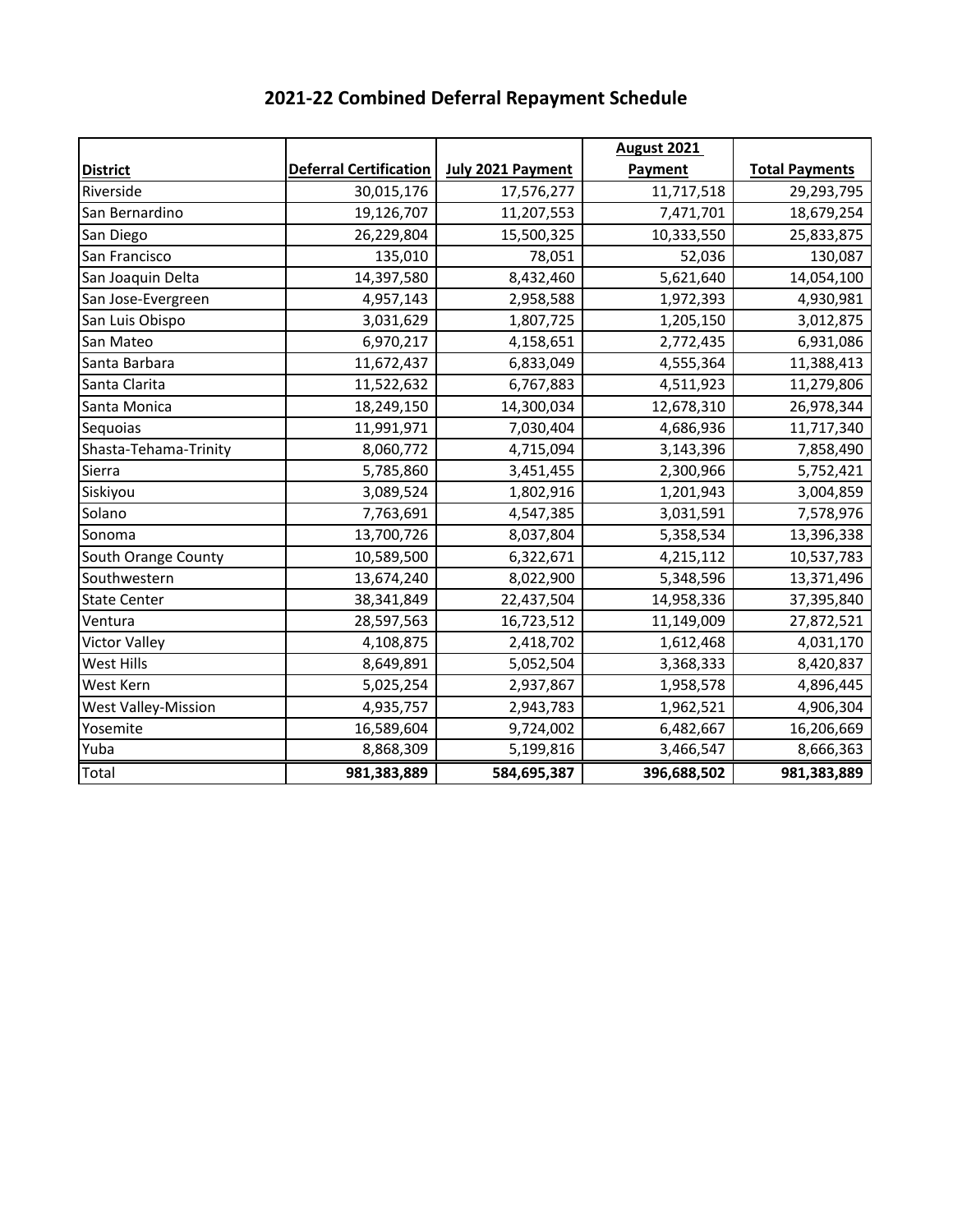# 2021-22 Combined Deferral Repayment Schedule

| District | Deferral Certification | July 2021 Payment | August 2021 Payment | Total Payments |
|---|---|---|---|---|
| Riverside | 30,015,176 | 17,576,277 | 11,717,518 | 29,293,795 |
| San Bernardino | 19,126,707 | 11,207,553 | 7,471,701 | 18,679,254 |
| San Diego | 26,229,804 | 15,500,325 | 10,333,550 | 25,833,875 |
| San Francisco | 135,010 | 78,051 | 52,036 | 130,087 |
| San Joaquin Delta | 14,397,580 | 8,432,460 | 5,621,640 | 14,054,100 |
| San Jose-Evergreen | 4,957,143 | 2,958,588 | 1,972,393 | 4,930,981 |
| San Luis Obispo | 3,031,629 | 1,807,725 | 1,205,150 | 3,012,875 |
| San Mateo | 6,970,217 | 4,158,651 | 2,772,435 | 6,931,086 |
| Santa Barbara | 11,672,437 | 6,833,049 | 4,555,364 | 11,388,413 |
| Santa Clarita | 11,522,632 | 6,767,883 | 4,511,923 | 11,279,806 |
| Santa Monica | 18,249,150 | 14,300,034 | 12,678,310 | 26,978,344 |
| Sequoias | 11,991,971 | 7,030,404 | 4,686,936 | 11,717,340 |
| Shasta-Tehama-Trinity | 8,060,772 | 4,715,094 | 3,143,396 | 7,858,490 |
| Sierra | 5,785,860 | 3,451,455 | 2,300,966 | 5,752,421 |
| Siskiyou | 3,089,524 | 1,802,916 | 1,201,943 | 3,004,859 |
| Solano | 7,763,691 | 4,547,385 | 3,031,591 | 7,578,976 |
| Sonoma | 13,700,726 | 8,037,804 | 5,358,534 | 13,396,338 |
| South Orange County | 10,589,500 | 6,322,671 | 4,215,112 | 10,537,783 |
| Southwestern | 13,674,240 | 8,022,900 | 5,348,596 | 13,371,496 |
| State Center | 38,341,849 | 22,437,504 | 14,958,336 | 37,395,840 |
| Ventura | 28,597,563 | 16,723,512 | 11,149,009 | 27,872,521 |
| Victor Valley | 4,108,875 | 2,418,702 | 1,612,468 | 4,031,170 |
| West Hills | 8,649,891 | 5,052,504 | 3,368,333 | 8,420,837 |
| West Kern | 5,025,254 | 2,937,867 | 1,958,578 | 4,896,445 |
| West Valley-Mission | 4,935,757 | 2,943,783 | 1,962,521 | 4,906,304 |
| Yosemite | 16,589,604 | 9,724,002 | 6,482,667 | 16,206,669 |
| Yuba | 8,868,309 | 5,199,816 | 3,466,547 | 8,666,363 |
| Total | **981,383,889** | **584,695,387** | **396,688,502** | **981,383,889** |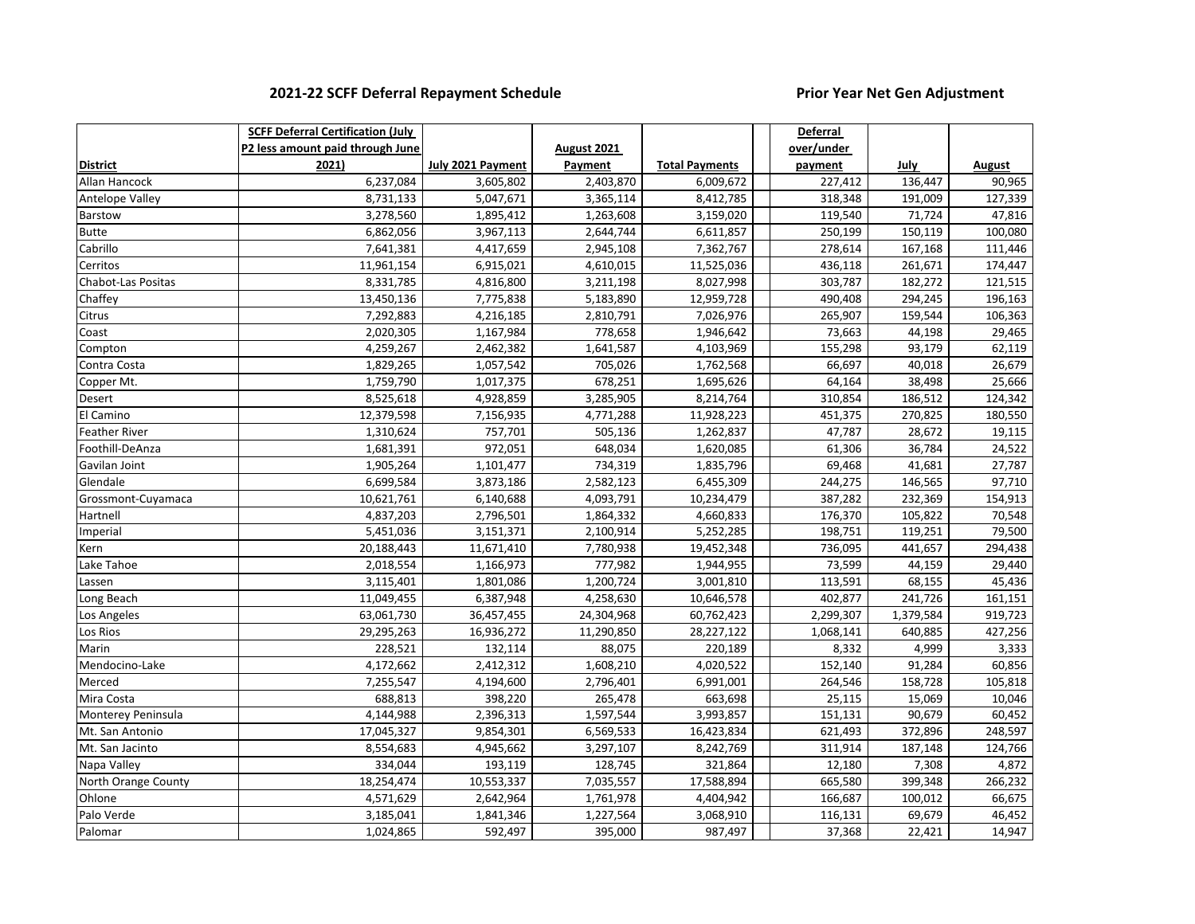**2021-22 SCFF Deferral Repayment Schedule** **Prior Year Net Gen Adjustment**

| District | SCFF Deferral Certification (July P2 less amount paid through June 2021) | July 2021 Payment | August 2021 Payment | Total Payments | | Deferral over/under payment | July | August |
|---|---|---|---|---|---|---|---|---|
| Allan Hancock | 6,237,084 | 3,605,802 | 2,403,870 | 6,009,672 | | 227,412 | 136,447 | 90,965 |
| Antelope Valley | 8,731,133 | 5,047,671 | 3,365,114 | 8,412,785 | | 318,348 | 191,009 | 127,339 |
| Barstow | 3,278,560 | 1,895,412 | 1,263,608 | 3,159,020 | | 119,540 | 71,724 | 47,816 |
| Butte | 6,862,056 | 3,967,113 | 2,644,744 | 6,611,857 | | 250,199 | 150,119 | 100,080 |
| Cabrillo | 7,641,381 | 4,417,659 | 2,945,108 | 7,362,767 | | 278,614 | 167,168 | 111,446 |
| Cerritos | 11,961,154 | 6,915,021 | 4,610,015 | 11,525,036 | | 436,118 | 261,671 | 174,447 |
| Chabot-Las Positas | 8,331,785 | 4,816,800 | 3,211,198 | 8,027,998 | | 303,787 | 182,272 | 121,515 |
| Chaffey | 13,450,136 | 7,775,838 | 5,183,890 | 12,959,728 | | 490,408 | 294,245 | 196,163 |
| Citrus | 7,292,883 | 4,216,185 | 2,810,791 | 7,026,976 | | 265,907 | 159,544 | 106,363 |
| Coast | 2,020,305 | 1,167,984 | 778,658 | 1,946,642 | | 73,663 | 44,198 | 29,465 |
| Compton | 4,259,267 | 2,462,382 | 1,641,587 | 4,103,969 | | 155,298 | 93,179 | 62,119 |
| Contra Costa | 1,829,265 | 1,057,542 | 705,026 | 1,762,568 | | 66,697 | 40,018 | 26,679 |
| Copper Mt. | 1,759,790 | 1,017,375 | 678,251 | 1,695,626 | | 64,164 | 38,498 | 25,666 |
| Desert | 8,525,618 | 4,928,859 | 3,285,905 | 8,214,764 | | 310,854 | 186,512 | 124,342 |
| El Camino | 12,379,598 | 7,156,935 | 4,771,288 | 11,928,223 | | 451,375 | 270,825 | 180,550 |
| Feather River | 1,310,624 | 757,701 | 505,136 | 1,262,837 | | 47,787 | 28,672 | 19,115 |
| Foothill-DeAnza | 1,681,391 | 972,051 | 648,034 | 1,620,085 | | 61,306 | 36,784 | 24,522 |
| Gavilan Joint | 1,905,264 | 1,101,477 | 734,319 | 1,835,796 | | 69,468 | 41,681 | 27,787 |
| Glendale | 6,699,584 | 3,873,186 | 2,582,123 | 6,455,309 | | 244,275 | 146,565 | 97,710 |
| Grossmont-Cuyamaca | 10,621,761 | 6,140,688 | 4,093,791 | 10,234,479 | | 387,282 | 232,369 | 154,913 |
| Hartnell | 4,837,203 | 2,796,501 | 1,864,332 | 4,660,833 | | 176,370 | 105,822 | 70,548 |
| Imperial | 5,451,036 | 3,151,371 | 2,100,914 | 5,252,285 | | 198,751 | 119,251 | 79,500 |
| Kern | 20,188,443 | 11,671,410 | 7,780,938 | 19,452,348 | | 736,095 | 441,657 | 294,438 |
| Lake Tahoe | 2,018,554 | 1,166,973 | 777,982 | 1,944,955 | | 73,599 | 44,159 | 29,440 |
| Lassen | 3,115,401 | 1,801,086 | 1,200,724 | 3,001,810 | | 113,591 | 68,155 | 45,436 |
| Long Beach | 11,049,455 | 6,387,948 | 4,258,630 | 10,646,578 | | 402,877 | 241,726 | 161,151 |
| Los Angeles | 63,061,730 | 36,457,455 | 24,304,968 | 60,762,423 | | 2,299,307 | 1,379,584 | 919,723 |
| Los Rios | 29,295,263 | 16,936,272 | 11,290,850 | 28,227,122 | | 1,068,141 | 640,885 | 427,256 |
| Marin | 228,521 | 132,114 | 88,075 | 220,189 | | 8,332 | 4,999 | 3,333 |
| Mendocino-Lake | 4,172,662 | 2,412,312 | 1,608,210 | 4,020,522 | | 152,140 | 91,284 | 60,856 |
| Merced | 7,255,547 | 4,194,600 | 2,796,401 | 6,991,001 | | 264,546 | 158,728 | 105,818 |
| Mira Costa | 688,813 | 398,220 | 265,478 | 663,698 | | 25,115 | 15,069 | 10,046 |
| Monterey Peninsula | 4,144,988 | 2,396,313 | 1,597,544 | 3,993,857 | | 151,131 | 90,679 | 60,452 |
| Mt. San Antonio | 17,045,327 | 9,854,301 | 6,569,533 | 16,423,834 | | 621,493 | 372,896 | 248,597 |
| Mt. San Jacinto | 8,554,683 | 4,945,662 | 3,297,107 | 8,242,769 | | 311,914 | 187,148 | 124,766 |
| Napa Valley | 334,044 | 193,119 | 128,745 | 321,864 | | 12,180 | 7,308 | 4,872 |
| North Orange County | 18,254,474 | 10,553,337 | 7,035,557 | 17,588,894 | | 665,580 | 399,348 | 266,232 |
| Ohlone | 4,571,629 | 2,642,964 | 1,761,978 | 4,404,942 | | 166,687 | 100,012 | 66,675 |
| Palo Verde | 3,185,041 | 1,841,346 | 1,227,564 | 3,068,910 | | 116,131 | 69,679 | 46,452 |
| Palomar | 1,024,865 | 592,497 | 395,000 | 987,497 | | 37,368 | 22,421 | 14,947 |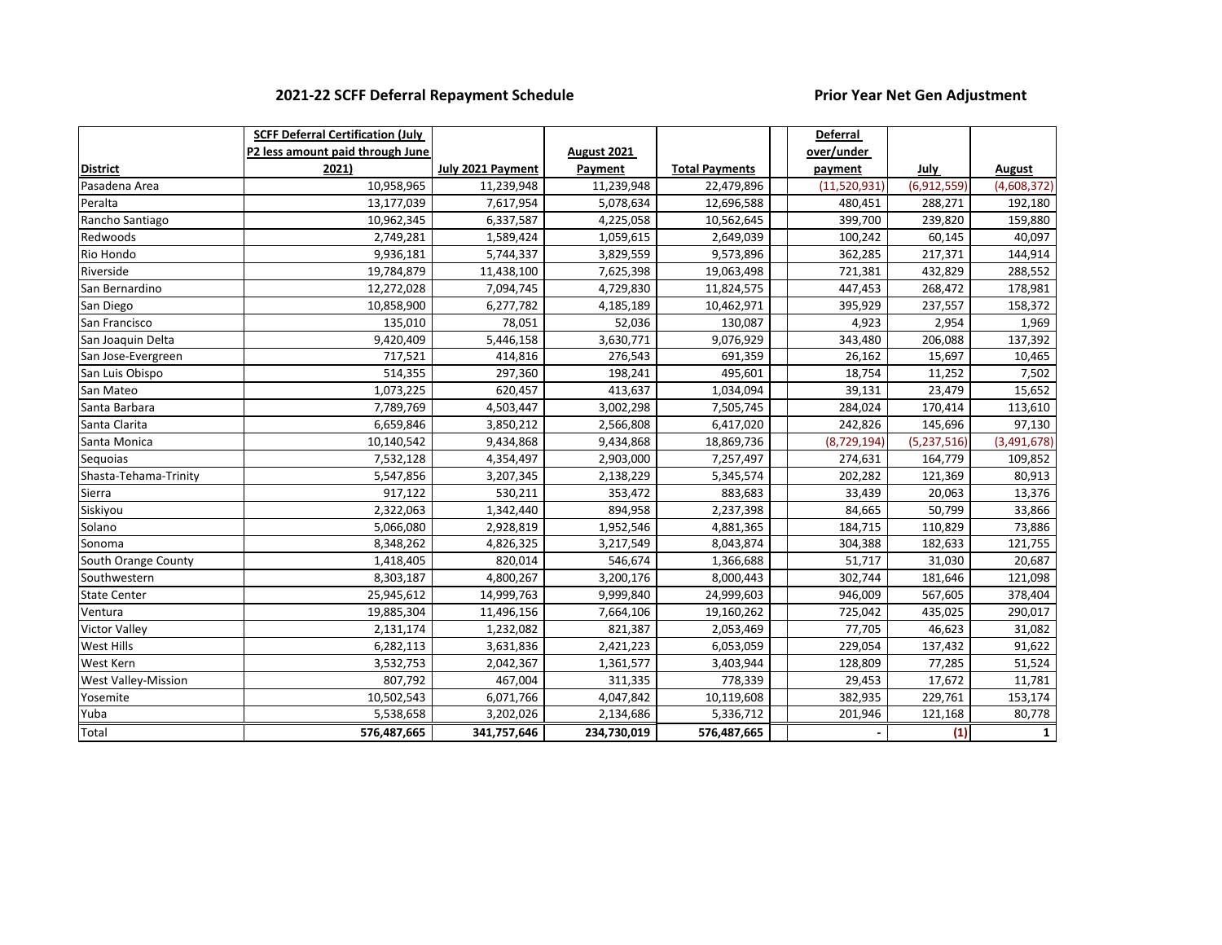## 2021-22 SCFF Deferral Repayment Schedule

## Prior Year Net Gen Adjustment

| District | SCFF Deferral Certification (July P2 less amount paid through June 2021) | July 2021 Payment | August 2021 Payment | Total Payments | | Deferral over/under payment | July | August |
|---|---|---|---|---|---|---|---|---|
| Pasadena Area | 10,958,965 | 11,239,948 | 11,239,948 | 22,479,896 | | (11,520,931) | (6,912,559) | (4,608,372) |
| Peralta | 13,177,039 | 7,617,954 | 5,078,634 | 12,696,588 | | 480,451 | 288,271 | 192,180 |
| Rancho Santiago | 10,962,345 | 6,337,587 | 4,225,058 | 10,562,645 | | 399,700 | 239,820 | 159,880 |
| Redwoods | 2,749,281 | 1,589,424 | 1,059,615 | 2,649,039 | | 100,242 | 60,145 | 40,097 |
| Rio Hondo | 9,936,181 | 5,744,337 | 3,829,559 | 9,573,896 | | 362,285 | 217,371 | 144,914 |
| Riverside | 19,784,879 | 11,438,100 | 7,625,398 | 19,063,498 | | 721,381 | 432,829 | 288,552 |
| San Bernardino | 12,272,028 | 7,094,745 | 4,729,830 | 11,824,575 | | 447,453 | 268,472 | 178,981 |
| San Diego | 10,858,900 | 6,277,782 | 4,185,189 | 10,462,971 | | 395,929 | 237,557 | 158,372 |
| San Francisco | 135,010 | 78,051 | 52,036 | 130,087 | | 4,923 | 2,954 | 1,969 |
| San Joaquin Delta | 9,420,409 | 5,446,158 | 3,630,771 | 9,076,929 | | 343,480 | 206,088 | 137,392 |
| San Jose-Evergreen | 717,521 | 414,816 | 276,543 | 691,359 | | 26,162 | 15,697 | 10,465 |
| San Luis Obispo | 514,355 | 297,360 | 198,241 | 495,601 | | 18,754 | 11,252 | 7,502 |
| San Mateo | 1,073,225 | 620,457 | 413,637 | 1,034,094 | | 39,131 | 23,479 | 15,652 |
| Santa Barbara | 7,789,769 | 4,503,447 | 3,002,298 | 7,505,745 | | 284,024 | 170,414 | 113,610 |
| Santa Clarita | 6,659,846 | 3,850,212 | 2,566,808 | 6,417,020 | | 242,826 | 145,696 | 97,130 |
| Santa Monica | 10,140,542 | 9,434,868 | 9,434,868 | 18,869,736 | | (8,729,194) | (5,237,516) | (3,491,678) |
| Sequoias | 7,532,128 | 4,354,497 | 2,903,000 | 7,257,497 | | 274,631 | 164,779 | 109,852 |
| Shasta-Tehama-Trinity | 5,547,856 | 3,207,345 | 2,138,229 | 5,345,574 | | 202,282 | 121,369 | 80,913 |
| Sierra | 917,122 | 530,211 | 353,472 | 883,683 | | 33,439 | 20,063 | 13,376 |
| Siskiyou | 2,322,063 | 1,342,440 | 894,958 | 2,237,398 | | 84,665 | 50,799 | 33,866 |
| Solano | 5,066,080 | 2,928,819 | 1,952,546 | 4,881,365 | | 184,715 | 110,829 | 73,886 |
| Sonoma | 8,348,262 | 4,826,325 | 3,217,549 | 8,043,874 | | 304,388 | 182,633 | 121,755 |
| South Orange County | 1,418,405 | 820,014 | 546,674 | 1,366,688 | | 51,717 | 31,030 | 20,687 |
| Southwestern | 8,303,187 | 4,800,267 | 3,200,176 | 8,000,443 | | 302,744 | 181,646 | 121,098 |
| State Center | 25,945,612 | 14,999,763 | 9,999,840 | 24,999,603 | | 946,009 | 567,605 | 378,404 |
| Ventura | 19,885,304 | 11,496,156 | 7,664,106 | 19,160,262 | | 725,042 | 435,025 | 290,017 |
| Victor Valley | 2,131,174 | 1,232,082 | 821,387 | 2,053,469 | | 77,705 | 46,623 | 31,082 |
| West Hills | 6,282,113 | 3,631,836 | 2,421,223 | 6,053,059 | | 229,054 | 137,432 | 91,622 |
| West Kern | 3,532,753 | 2,042,367 | 1,361,577 | 3,403,944 | | 128,809 | 77,285 | 51,524 |
| West Valley-Mission | 807,792 | 467,004 | 311,335 | 778,339 | | 29,453 | 17,672 | 11,781 |
| Yosemite | 10,502,543 | 6,071,766 | 4,047,842 | 10,119,608 | | 382,935 | 229,761 | 153,174 |
| Yuba | 5,538,658 | 3,202,026 | 2,134,686 | 5,336,712 | | 201,946 | 121,168 | 80,778 |
| Total | **576,487,665** | **341,757,646** | **234,730,019** | **576,487,665** | | **-** | **(1)** | **1** |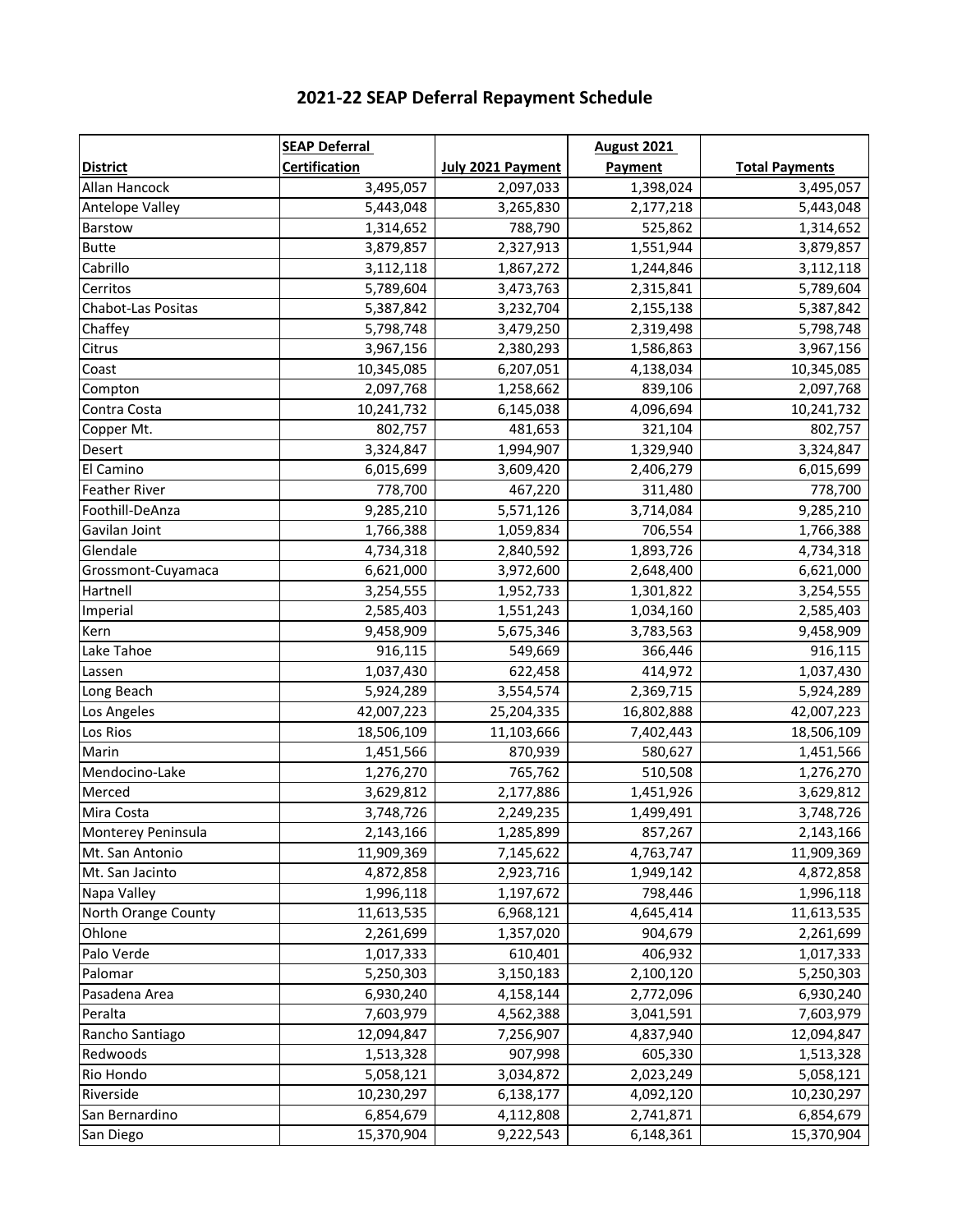# 2021-22 SEAP Deferral Repayment Schedule

| District | SEAP Deferral Certification | July 2021 Payment | August 2021 Payment | Total Payments |
|---|---|---|---|---|
| Allan Hancock | 3,495,057 | 2,097,033 | 1,398,024 | 3,495,057 |
| Antelope Valley | 5,443,048 | 3,265,830 | 2,177,218 | 5,443,048 |
| Barstow | 1,314,652 | 788,790 | 525,862 | 1,314,652 |
| Butte | 3,879,857 | 2,327,913 | 1,551,944 | 3,879,857 |
| Cabrillo | 3,112,118 | 1,867,272 | 1,244,846 | 3,112,118 |
| Cerritos | 5,789,604 | 3,473,763 | 2,315,841 | 5,789,604 |
| Chabot-Las Positas | 5,387,842 | 3,232,704 | 2,155,138 | 5,387,842 |
| Chaffey | 5,798,748 | 3,479,250 | 2,319,498 | 5,798,748 |
| Citrus | 3,967,156 | 2,380,293 | 1,586,863 | 3,967,156 |
| Coast | 10,345,085 | 6,207,051 | 4,138,034 | 10,345,085 |
| Compton | 2,097,768 | 1,258,662 | 839,106 | 2,097,768 |
| Contra Costa | 10,241,732 | 6,145,038 | 4,096,694 | 10,241,732 |
| Copper Mt. | 802,757 | 481,653 | 321,104 | 802,757 |
| Desert | 3,324,847 | 1,994,907 | 1,329,940 | 3,324,847 |
| El Camino | 6,015,699 | 3,609,420 | 2,406,279 | 6,015,699 |
| Feather River | 778,700 | 467,220 | 311,480 | 778,700 |
| Foothill-DeAnza | 9,285,210 | 5,571,126 | 3,714,084 | 9,285,210 |
| Gavilan Joint | 1,766,388 | 1,059,834 | 706,554 | 1,766,388 |
| Glendale | 4,734,318 | 2,840,592 | 1,893,726 | 4,734,318 |
| Grossmont-Cuyamaca | 6,621,000 | 3,972,600 | 2,648,400 | 6,621,000 |
| Hartnell | 3,254,555 | 1,952,733 | 1,301,822 | 3,254,555 |
| Imperial | 2,585,403 | 1,551,243 | 1,034,160 | 2,585,403 |
| Kern | 9,458,909 | 5,675,346 | 3,783,563 | 9,458,909 |
| Lake Tahoe | 916,115 | 549,669 | 366,446 | 916,115 |
| Lassen | 1,037,430 | 622,458 | 414,972 | 1,037,430 |
| Long Beach | 5,924,289 | 3,554,574 | 2,369,715 | 5,924,289 |
| Los Angeles | 42,007,223 | 25,204,335 | 16,802,888 | 42,007,223 |
| Los Rios | 18,506,109 | 11,103,666 | 7,402,443 | 18,506,109 |
| Marin | 1,451,566 | 870,939 | 580,627 | 1,451,566 |
| Mendocino-Lake | 1,276,270 | 765,762 | 510,508 | 1,276,270 |
| Merced | 3,629,812 | 2,177,886 | 1,451,926 | 3,629,812 |
| Mira Costa | 3,748,726 | 2,249,235 | 1,499,491 | 3,748,726 |
| Monterey Peninsula | 2,143,166 | 1,285,899 | 857,267 | 2,143,166 |
| Mt. San Antonio | 11,909,369 | 7,145,622 | 4,763,747 | 11,909,369 |
| Mt. San Jacinto | 4,872,858 | 2,923,716 | 1,949,142 | 4,872,858 |
| Napa Valley | 1,996,118 | 1,197,672 | 798,446 | 1,996,118 |
| North Orange County | 11,613,535 | 6,968,121 | 4,645,414 | 11,613,535 |
| Ohlone | 2,261,699 | 1,357,020 | 904,679 | 2,261,699 |
| Palo Verde | 1,017,333 | 610,401 | 406,932 | 1,017,333 |
| Palomar | 5,250,303 | 3,150,183 | 2,100,120 | 5,250,303 |
| Pasadena Area | 6,930,240 | 4,158,144 | 2,772,096 | 6,930,240 |
| Peralta | 7,603,979 | 4,562,388 | 3,041,591 | 7,603,979 |
| Rancho Santiago | 12,094,847 | 7,256,907 | 4,837,940 | 12,094,847 |
| Redwoods | 1,513,328 | 907,998 | 605,330 | 1,513,328 |
| Rio Hondo | 5,058,121 | 3,034,872 | 2,023,249 | 5,058,121 |
| Riverside | 10,230,297 | 6,138,177 | 4,092,120 | 10,230,297 |
| San Bernardino | 6,854,679 | 4,112,808 | 2,741,871 | 6,854,679 |
| San Diego | 15,370,904 | 9,222,543 | 6,148,361 | 15,370,904 |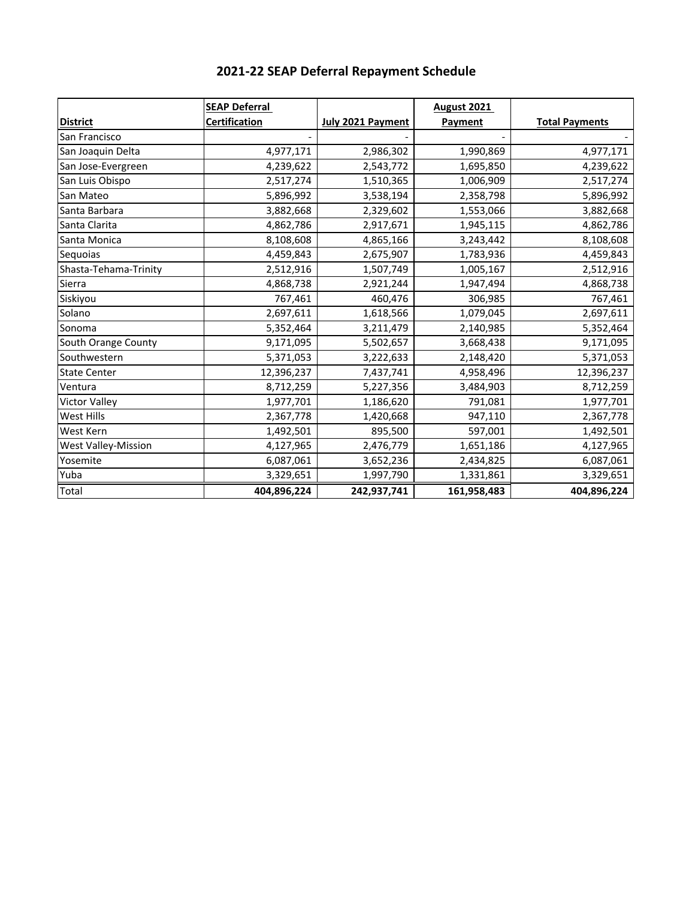## 2021-22 SEAP Deferral Repayment Schedule

| District | SEAP Deferral Certification | July 2021 Payment | August 2021 Payment | Total Payments |
|---|---|---|---|---|
| San Francisco | - | - | - | - |
| San Joaquin Delta | 4,977,171 | 2,986,302 | 1,990,869 | 4,977,171 |
| San Jose-Evergreen | 4,239,622 | 2,543,772 | 1,695,850 | 4,239,622 |
| San Luis Obispo | 2,517,274 | 1,510,365 | 1,006,909 | 2,517,274 |
| San Mateo | 5,896,992 | 3,538,194 | 2,358,798 | 5,896,992 |
| Santa Barbara | 3,882,668 | 2,329,602 | 1,553,066 | 3,882,668 |
| Santa Clarita | 4,862,786 | 2,917,671 | 1,945,115 | 4,862,786 |
| Santa Monica | 8,108,608 | 4,865,166 | 3,243,442 | 8,108,608 |
| Sequoias | 4,459,843 | 2,675,907 | 1,783,936 | 4,459,843 |
| Shasta-Tehama-Trinity | 2,512,916 | 1,507,749 | 1,005,167 | 2,512,916 |
| Sierra | 4,868,738 | 2,921,244 | 1,947,494 | 4,868,738 |
| Siskiyou | 767,461 | 460,476 | 306,985 | 767,461 |
| Solano | 2,697,611 | 1,618,566 | 1,079,045 | 2,697,611 |
| Sonoma | 5,352,464 | 3,211,479 | 2,140,985 | 5,352,464 |
| South Orange County | 9,171,095 | 5,502,657 | 3,668,438 | 9,171,095 |
| Southwestern | 5,371,053 | 3,222,633 | 2,148,420 | 5,371,053 |
| State Center | 12,396,237 | 7,437,741 | 4,958,496 | 12,396,237 |
| Ventura | 8,712,259 | 5,227,356 | 3,484,903 | 8,712,259 |
| Victor Valley | 1,977,701 | 1,186,620 | 791,081 | 1,977,701 |
| West Hills | 2,367,778 | 1,420,668 | 947,110 | 2,367,778 |
| West Kern | 1,492,501 | 895,500 | 597,001 | 1,492,501 |
| West Valley-Mission | 4,127,965 | 2,476,779 | 1,651,186 | 4,127,965 |
| Yosemite | 6,087,061 | 3,652,236 | 2,434,825 | 6,087,061 |
| Yuba | 3,329,651 | 1,997,790 | 1,331,861 | 3,329,651 |
| Total | **404,896,224** | **242,937,741** | **161,958,483** | **404,896,224** |